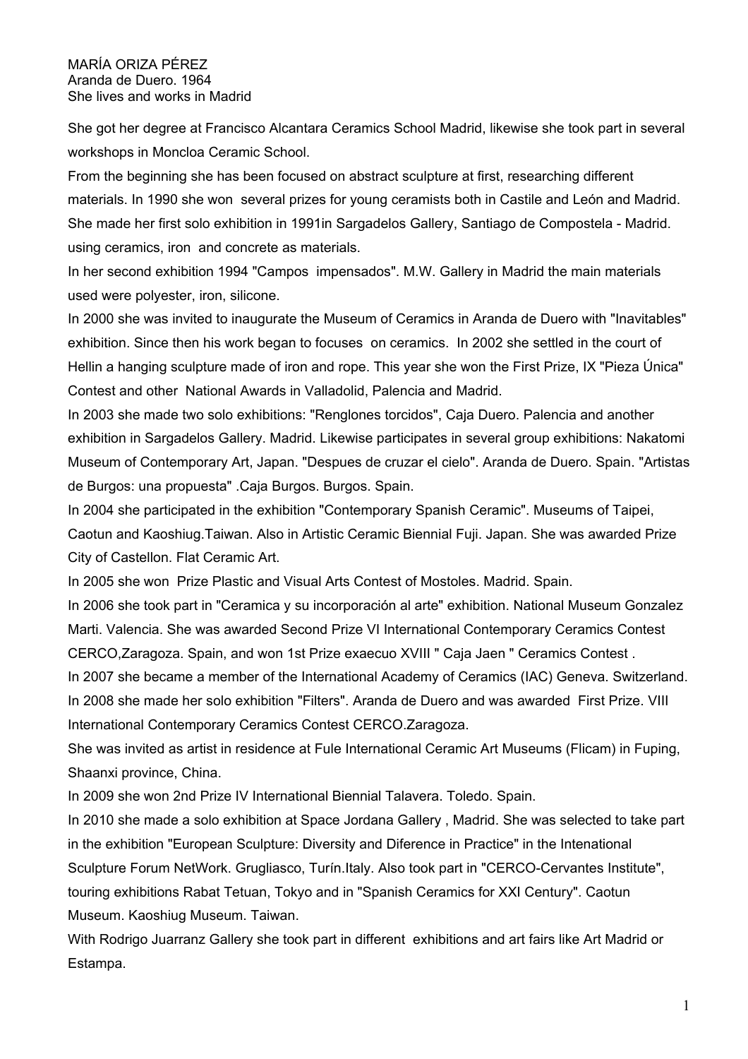MARÍA ORIZA PÉREZ
Aranda de Duero. 1964
She lives and works in Madrid

She got her degree at Francisco Alcantara Ceramics School Madrid, likewise she took part in several workshops in Moncloa Ceramic School.

From the beginning she has been focused on abstract sculpture at first, researching different materials. In 1990 she won several prizes for young ceramists both in Castile and León and Madrid. She made her first solo exhibition in 1991in Sargadelos Gallery, Santiago de Compostela - Madrid. using ceramics, iron and concrete as materials.

In her second exhibition 1994 "Campos impensados". M.W. Gallery in Madrid the main materials used were polyester, iron, silicone.

In 2000 she was invited to inaugurate the Museum of Ceramics in Aranda de Duero with "Inavitables" exhibition. Since then his work began to focuses on ceramics. In 2002 she settled in the court of Hellin a hanging sculpture made of iron and rope. This year she won the First Prize, IX "Pieza Única" Contest and other National Awards in Valladolid, Palencia and Madrid.

In 2003 she made two solo exhibitions: "Renglones torcidos", Caja Duero. Palencia and another exhibition in Sargadelos Gallery. Madrid. Likewise participates in several group exhibitions: Nakatomi Museum of Contemporary Art, Japan. "Despues de cruzar el cielo". Aranda de Duero. Spain. "Artistas de Burgos: una propuesta" .Caja Burgos. Burgos. Spain.

In 2004 she participated in the exhibition "Contemporary Spanish Ceramic". Museums of Taipei, Caotun and Kaoshiug.Taiwan. Also in Artistic Ceramic Biennial Fuji. Japan. She was awarded Prize City of Castellon. Flat Ceramic Art.

In 2005 she won Prize Plastic and Visual Arts Contest of Mostoles. Madrid. Spain.

In 2006 she took part in "Ceramica y su incorporación al arte" exhibition. National Museum Gonzalez Marti. Valencia. She was awarded Second Prize VI International Contemporary Ceramics Contest CERCO,Zaragoza. Spain, and won 1st Prize exaecuo XVIII " Caja Jaen " Ceramics Contest .

In 2007 she became a member of the International Academy of Ceramics (IAC) Geneva. Switzerland.

In 2008 she made her solo exhibition "Filters". Aranda de Duero and was awarded First Prize. VIII International Contemporary Ceramics Contest CERCO.Zaragoza.

She was invited as artist in residence at Fule International Ceramic Art Museums (Flicam) in Fuping, Shaanxi province, China.

In 2009 she won 2nd Prize IV International Biennial Talavera. Toledo. Spain.

In 2010 she made a solo exhibition at Space Jordana Gallery , Madrid. She was selected to take part in the exhibition "European Sculpture: Diversity and Diference in Practice" in the Intenational Sculpture Forum NetWork. Grugliasco, Turín.Italy. Also took part in "CERCO-Cervantes Institute", touring exhibitions Rabat Tetuan, Tokyo and in "Spanish Ceramics for XXI Century". Caotun Museum. Kaoshiug Museum. Taiwan.

With Rodrigo Juarranz Gallery she took part in different exhibitions and art fairs like Art Madrid or Estampa.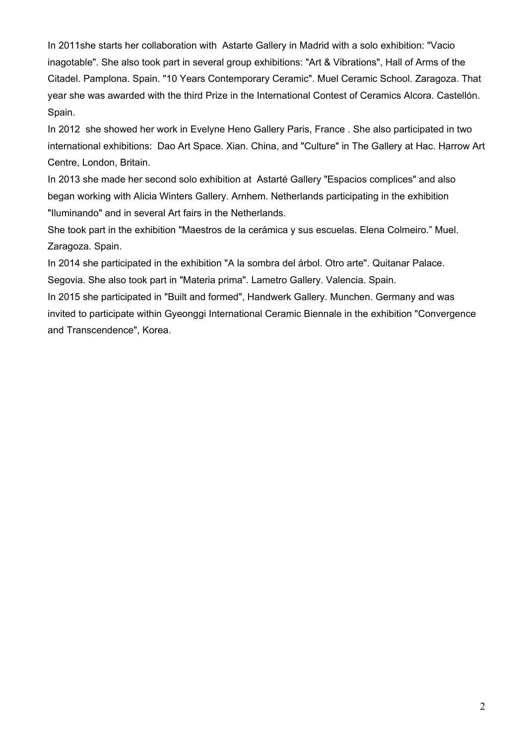In 2011she starts her collaboration with Astarte Gallery in Madrid with a solo exhibition: "Vacio inagotable". She also took part in several group exhibitions: "Art & Vibrations", Hall of Arms of the Citadel. Pamplona. Spain. "10 Years Contemporary Ceramic". Muel Ceramic School. Zaragoza. That year she was awarded with the third Prize in the International Contest of Ceramics Alcora. Castellón. Spain.

In 2012 she showed her work in Evelyne Heno Gallery Paris, France . She also participated in two international exhibitions: Dao Art Space. Xian. China, and "Culture" in The Gallery at Hac. Harrow Art Centre, London, Britain.

In 2013 she made her second solo exhibition at Astarté Gallery "Espacios complices" and also began working with Alicia Winters Gallery. Arnhem. Netherlands participating in the exhibition "Iluminando" and in several Art fairs in the Netherlands.

She took part in the exhibition "Maestros de la cerámica y sus escuelas. Elena Colmeiro." Muel. Zaragoza. Spain.

In 2014 she participated in the exhibition "A la sombra del árbol. Otro arte". Quitanar Palace. Segovia. She also took part in "Materia prima". Lametro Gallery. Valencia. Spain.

In 2015 she participated in "Built and formed", Handwerk Gallery. Munchen. Germany and was invited to participate within Gyeonggi International Ceramic Biennale in the exhibition "Convergence and Transcendence", Korea.